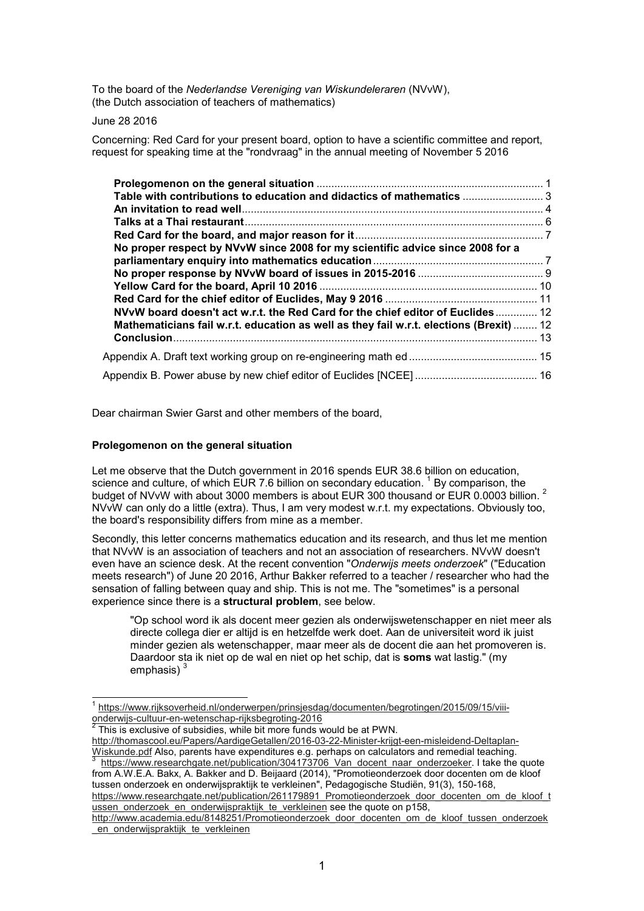To the board of the *Nederlandse Vereniging van Wiskundeleraren* (NVvW),
(the Dutch association of teachers of mathematics)

June 28 2016

Concerning: Red Card for your present board, option to have a scientific committee and report, request for speaking time at the "rondvraag" in the annual meeting of November 5 2016

- **Prolegomenon on the general situation** ... 1
- **Table with contributions to education and didactics of mathematics** ... 3
- **An invitation to read well** ... 4
- **Talks at a Thai restaurant** ... 6
- **Red Card for the board, and major reason for it** ... 7
- **No proper respect by NVvW since 2008 for my scientific advice since 2008 for a parliamentary enquiry into mathematics education** ... 7
- **No proper response by NVvW board of issues in 2015-2016** ... 9
- **Yellow Card for the board, April 10 2016** ... 10
- **Red Card for the chief editor of Euclides, May 9 2016** ... 11
- **NVvW board doesn't act w.r.t. the Red Card for the chief editor of Euclides** ... 12
- **Mathematicians fail w.r.t. education as well as they fail w.r.t. elections (Brexit)** ... 12
- **Conclusion** ... 13
- Appendix A. Draft text working group on re-engineering math ed ... 15
- Appendix B. Power abuse by new chief editor of Euclides [NCEE] ... 16

Dear chairman Swier Garst and other members of the board,

## Prolegomenon on the general situation

Let me observe that the Dutch government in 2016 spends EUR 38.6 billion on education, science and culture, of which EUR 7.6 billion on secondary education. [1] By comparison, the budget of NVvW with about 3000 members is about EUR 300 thousand or EUR 0.0003 billion. [2] NVvW can only do a little (extra). Thus, I am very modest w.r.t. my expectations. Obviously too, the board's responsibility differs from mine as a member.

Secondly, this letter concerns mathematics education and its research, and thus let me mention that NVvW is an association of teachers and not an association of researchers. NVvW doesn't even have an science desk. At the recent convention "*Onderwijs meets onderzoek*" ("Education meets research") of June 20 2016, Arthur Bakker referred to a teacher / researcher who had the sensation of falling between quay and ship. This is not me. The "sometimes" is a personal experience since there is a **structural problem**, see below.

> "Op school word ik als docent meer gezien als onderwijswetenschapper en niet meer als directe collega dier er altijd is en hetzelfde werk doet. Aan de universiteit word ik juist minder gezien als wetenschapper, maar meer als de docent die aan het promoveren is. Daardoor sta ik niet op de wal en niet op het schip, dat is **soms** wat lastig." (my emphasis) [3]

---

[1] https://www.rijksoverheid.nl/onderwerpen/prinsjesdag/documenten/begrotingen/2015/09/15/viii-onderwijs-cultuur-en-wetenschap-rijksbegroting-2016

[2] This is exclusive of subsidies, while bit more funds would be at PWN. http://thomascool.eu/Papers/AardigeGetallen/2016-03-22-Minister-krijgt-een-misleidend-Deltaplan-Wiskunde.pdf Also, parents have expenditures e.g. perhaps on calculators and remedial teaching.

[3] https://www.researchgate.net/publication/304173706_Van_docent_naar_onderzoeker. I take the quote from A.W.E.A. Bakx, A. Bakker and D. Beijaard (2014), "Promotieonderzoek door docenten om de kloof tussen onderzoek en onderwijspraktijk te verkleinen", Pedagogische Studiën, 91(3), 150-168, https://www.researchgate.net/publication/261179891_Promotieonderzoek_door_docenten_om_de_kloof_tussen_onderzoek_en_onderwijspraktijk_te_verkleinen see the quote on p158, http://www.academia.edu/8148251/Promotieonderzoek_door_docenten_om_de_kloof_tussen_onderzoek_en_onderwijspraktijk_te_verkleinen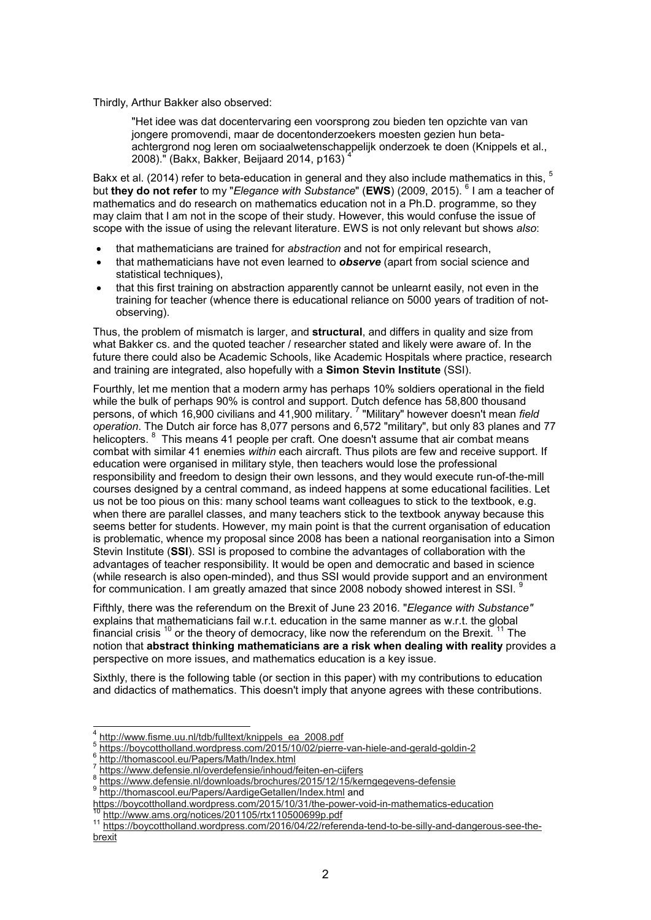Thirdly, Arthur Bakker also observed:

> "Het idee was dat docentervaring een voorsprong zou bieden ten opzichte van van jongere promovendi, maar de docentonderzoekers moesten gezien hun beta-achtergrond nog leren om sociaalwetenschappelijk onderzoek te doen (Knippels et al., 2008)." (Bakx, Bakker, Beijaard 2014, p163) [4]

Bakx et al. (2014) refer to beta-education in general and they also include mathematics in this, [5] but **they do not refer** to my "*Elegance with Substance*" (**EWS**) (2009, 2015). [6] I am a teacher of mathematics and do research on mathematics education not in a Ph.D. programme, so they may claim that I am not in the scope of their study. However, this would confuse the issue of scope with the issue of using the relevant literature. EWS is not only relevant but shows *also*:

- that mathematicians are trained for *abstraction* and not for empirical research,
- that mathematicians have not even learned to ***observe*** (apart from social science and statistical techniques),
- that this first training on abstraction apparently cannot be unlearnt easily, not even in the training for teacher (whence there is educational reliance on 5000 years of tradition of not-observing).

Thus, the problem of mismatch is larger, and **structural**, and differs in quality and size from what Bakker cs. and the quoted teacher / researcher stated and likely were aware of. In the future there could also be Academic Schools, like Academic Hospitals where practice, research and training are integrated, also hopefully with a **Simon Stevin Institute** (SSI).

Fourthly, let me mention that a modern army has perhaps 10% soldiers operational in the field while the bulk of perhaps 90% is control and support. Dutch defence has 58,800 thousand persons, of which 16,900 civilians and 41,900 military. [7] "Military" however doesn't mean *field operation*. The Dutch air force has 8,077 persons and 6,572 "military", but only 83 planes and 77 helicopters. [8] This means 41 people per craft. One doesn't assume that air combat means combat with similar 41 enemies *within* each aircraft. Thus pilots are few and receive support. If education were organised in military style, then teachers would lose the professional responsibility and freedom to design their own lessons, and they would execute run-of-the-mill courses designed by a central command, as indeed happens at some educational facilities. Let us not be too pious on this: many school teams want colleagues to stick to the textbook, e.g. when there are parallel classes, and many teachers stick to the textbook anyway because this seems better for students. However, my main point is that the current organisation of education is problematic, whence my proposal since 2008 has been a national reorganisation into a Simon Stevin Institute (**SSI**). SSI is proposed to combine the advantages of collaboration with the advantages of teacher responsibility. It would be open and democratic and based in science (while research is also open-minded), and thus SSI would provide support and an environment for communication. I am greatly amazed that since 2008 nobody showed interest in SSI. [9]

Fifthly, there was the referendum on the Brexit of June 23 2016. "*Elegance with Substance"* explains that mathematicians fail w.r.t. education in the same manner as w.r.t. the global financial crisis [10] or the theory of democracy, like now the referendum on the Brexit. [11] The notion that **abstract thinking mathematicians are a risk when dealing with reality** provides a perspective on more issues, and mathematics education is a key issue.

Sixthly, there is the following table (or section in this paper) with my contributions to education and didactics of mathematics. This doesn't imply that anyone agrees with these contributions.

---

[4] http://www.fisme.uu.nl/tdb/fulltext/knippels_ea_2008.pdf
[5] https://boycottholland.wordpress.com/2015/10/02/pierre-van-hiele-and-gerald-goldin-2
[6] http://thomascool.eu/Papers/Math/Index.html
[7] https://www.defensie.nl/overdefensie/inhoud/feiten-en-cijfers
[8] https://www.defensie.nl/downloads/brochures/2015/12/15/kerngegevens-defensie
[9] http://thomascool.eu/Papers/AardigeGetallen/Index.html and https://boycottholland.wordpress.com/2015/10/31/the-power-void-in-mathematics-education
[10] http://www.ams.org/notices/201105/rtx110500699p.pdf
[11] https://boycottholland.wordpress.com/2016/04/22/referenda-tend-to-be-silly-and-dangerous-see-the-brexit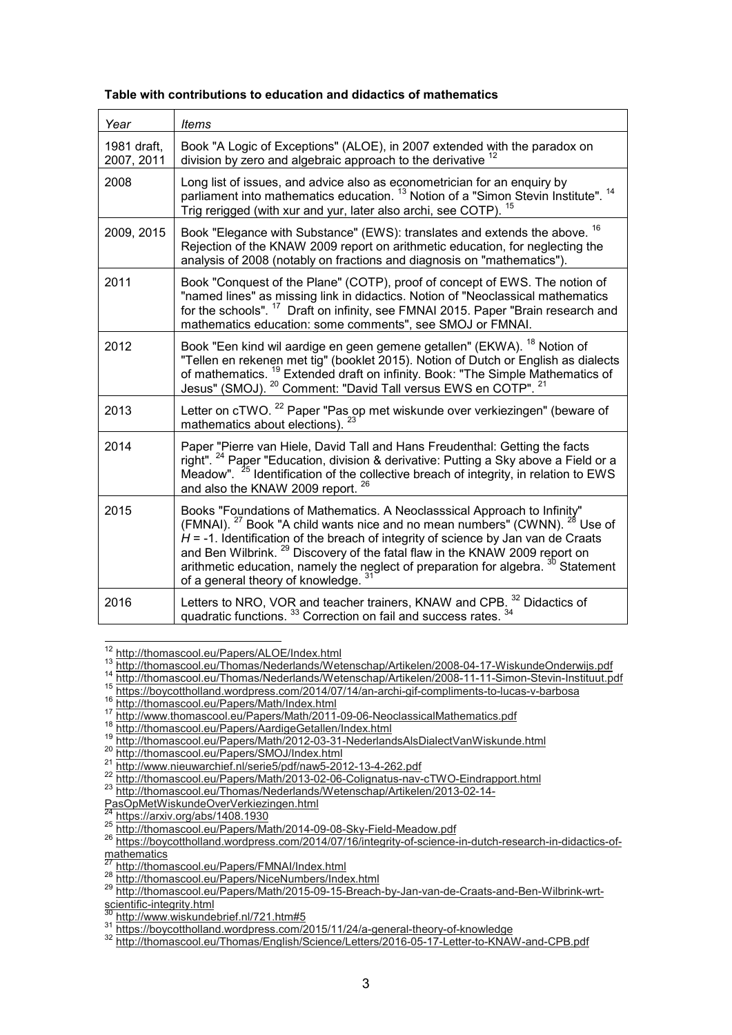**Table with contributions to education and didactics of mathematics**

| *Year* | *Items* |
|---|---|
| 1981 draft, 2007, 2011 | Book "A Logic of Exceptions" (ALOE), in 2007 extended with the paradox on division by zero and algebraic approach to the derivative [12] |
| 2008 | Long list of issues, and advice also as econometrician for an enquiry by parliament into mathematics education. [13] Notion of a "Simon Stevin Institute". [14] Trig rerigged (with xur and yur, later also archi, see COTP). [15] |
| 2009, 2015 | Book "Elegance with Substance" (EWS): translates and extends the above. [16] Rejection of the KNAW 2009 report on arithmetic education, for neglecting the analysis of 2008 (notably on fractions and diagnosis on "mathematics"). |
| 2011 | Book "Conquest of the Plane" (COTP), proof of concept of EWS. The notion of "named lines" as missing link in didactics. Notion of "Neoclassical mathematics for the schools". [17] Draft on infinity, see FMNAI 2015. Paper "Brain research and mathematics education: some comments", see SMOJ or FMNAI. |
| 2012 | Book "Een kind wil aardige en geen gemene getallen" (EKWA). [18] Notion of "Tellen en rekenen met tig" (booklet 2015). Notion of Dutch or English as dialects of mathematics. [19] Extended draft on infinity. Book: "The Simple Mathematics of Jesus" (SMOJ). [20] Comment: "David Tall versus EWS en COTP". [21] |
| 2013 | Letter on cTWO. [22] Paper "Pas op met wiskunde over verkiezingen" (beware of mathematics about elections). [23] |
| 2014 | Paper "Pierre van Hiele, David Tall and Hans Freudenthal: Getting the facts right". [24] Paper "Education, division & derivative: Putting a Sky above a Field or a Meadow". [25] Identification of the collective breach of integrity, in relation to EWS and also the KNAW 2009 report. [26] |
| 2015 | Books "Foundations of Mathematics. A Neoclasssical Approach to Infinity" (FMNAI). [27] Book "A child wants nice and no mean numbers" (CWNN). [28] Use of $H = -1$. Identification of the breach of integrity of science by Jan van de Craats and Ben Wilbrink. [29] Discovery of the fatal flaw in the KNAW 2009 report on arithmetic education, namely the neglect of preparation for algebra. [30] Statement of a general theory of knowledge. [31] |
| 2016 | Letters to NRO, VOR and teacher trainers, KNAW and CPB. [32] Didactics of quadratic functions. [33] Correction on fail and success rates. [34] |

[12] http://thomascool.eu/Papers/ALOE/Index.html
[13] http://thomascool.eu/Thomas/Nederlands/Wetenschap/Artikelen/2008-04-17-WiskundeOnderwijs.pdf
[14] http://thomascool.eu/Thomas/Nederlands/Wetenschap/Artikelen/2008-11-11-Simon-Stevin-Instituut.pdf
[15] https://boycottholland.wordpress.com/2014/07/14/an-archi-gif-compliments-to-lucas-v-barbosa
[16] http://thomascool.eu/Papers/Math/Index.html
[17] http://www.thomascool.eu/Papers/Math/2011-09-06-NeoclassicalMathematics.pdf
[18] http://thomascool.eu/Papers/AardigeGetallen/Index.html
[19] http://thomascool.eu/Papers/Math/2012-03-31-NederlandsAlsDialectVanWiskunde.html
[20] http://thomascool.eu/Papers/SMOJ/Index.html
[21] http://www.nieuwarchief.nl/serie5/pdf/naw5-2012-13-4-262.pdf
[22] http://thomascool.eu/Papers/Math/2013-02-06-Colignatus-nav-cTWO-Eindrapport.html
[23] http://thomascool.eu/Thomas/Nederlands/Wetenschap/Artikelen/2013-02-14-PasOpMetWiskundeOverVerkiezingen.html
[24] https://arxiv.org/abs/1408.1930
[25] http://thomascool.eu/Papers/Math/2014-09-08-Sky-Field-Meadow.pdf
[26] https://boycottholland.wordpress.com/2014/07/16/integrity-of-science-in-dutch-research-in-didactics-of-mathematics
[27] http://thomascool.eu/Papers/FMNAI/Index.html
[28] http://thomascool.eu/Papers/NiceNumbers/Index.html
[29] http://thomascool.eu/Papers/Math/2015-09-15-Breach-by-Jan-van-de-Craats-and-Ben-Wilbrink-wrt-scientific-integrity.html
[30] http://www.wiskundebrief.nl/721.htm#5
[31] https://boycottholland.wordpress.com/2015/11/24/a-general-theory-of-knowledge
[32] http://thomascool.eu/Thomas/English/Science/Letters/2016-05-17-Letter-to-KNAW-and-CPB.pdf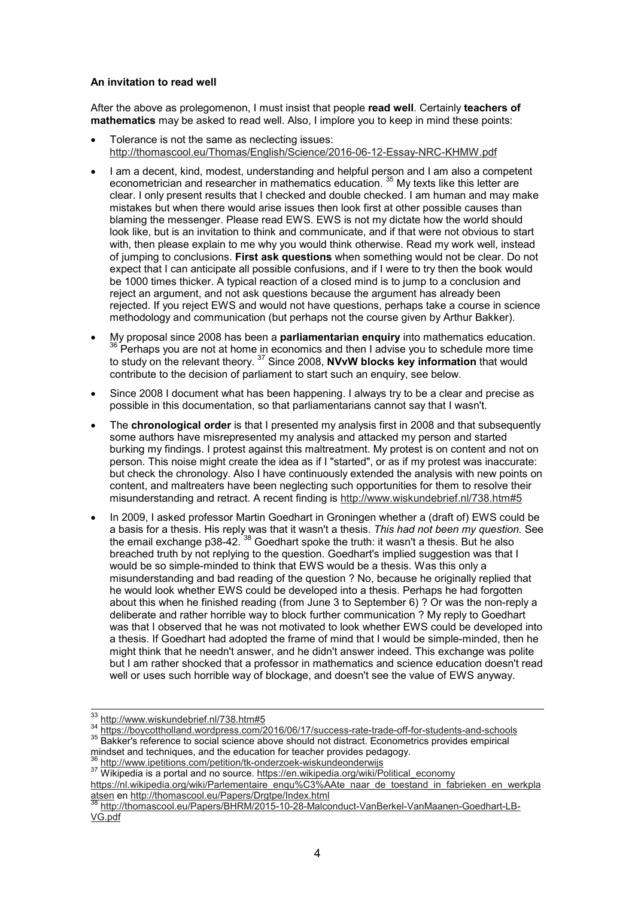**An invitation to read well**

After the above as prolegomenon, I must insist that people **read well**. Certainly **teachers of mathematics** may be asked to read well. Also, I implore you to keep in mind these points:

- Tolerance is not the same as neclecting issues: http://thomascool.eu/Thomas/English/Science/2016-06-12-Essay-NRC-KHMW.pdf
- I am a decent, kind, modest, understanding and helpful person and I am also a competent econometrician and researcher in mathematics education. [35] My texts like this letter are clear. I only present results that I checked and double checked. I am human and may make mistakes but when there would arise issues then look first at other possible causes than blaming the messenger. Please read EWS. EWS is not my dictate how the world should look like, but is an invitation to think and communicate, and if that were not obvious to start with, then please explain to me why you would think otherwise. Read my work well, instead of jumping to conclusions. **First ask questions** when something would not be clear. Do not expect that I can anticipate all possible confusions, and if I were to try then the book would be 1000 times thicker. A typical reaction of a closed mind is to jump to a conclusion and reject an argument, and not ask questions because the argument has already been rejected. If you reject EWS and would not have questions, perhaps take a course in science methodology and communication (but perhaps not the course given by Arthur Bakker).
- My proposal since 2008 has been a **parliamentarian enquiry** into mathematics education. [36] Perhaps you are not at home in economics and then I advise you to schedule more time to study on the relevant theory. [37] Since 2008, **NVvW blocks key information** that would contribute to the decision of parliament to start such an enquiry, see below.
- Since 2008 I document what has been happening. I always try to be a clear and precise as possible in this documentation, so that parliamentarians cannot say that I wasn't.
- The **chronological order** is that I presented my analysis first in 2008 and that subsequently some authors have misrepresented my analysis and attacked my person and started burking my findings. I protest against this maltreatment. My protest is on content and not on person. This noise might create the idea as if I "started", or as if my protest was inaccurate: but check the chronology. Also I have continuously extended the analysis with new points on content, and maltreaters have been neglecting such opportunities for them to resolve their misunderstanding and retract. A recent finding is http://www.wiskundebrief.nl/738.htm#5
- In 2009, I asked professor Martin Goedhart in Groningen whether a (draft of) EWS could be a basis for a thesis. His reply was that it wasn't a thesis. *This had not been my question.* See the email exchange p38-42. [38] Goedhart spoke the truth: it wasn't a thesis. But he also breached truth by not replying to the question. Goedhart's implied suggestion was that I would be so simple-minded to think that EWS would be a thesis. Was this only a misunderstanding and bad reading of the question ? No, because he originally replied that he would look whether EWS could be developed into a thesis. Perhaps he had forgotten about this when he finished reading (from June 3 to September 6) ? Or was the non-reply a deliberate and rather horrible way to block further communication ? My reply to Goedhart was that I observed that he was not motivated to look whether EWS could be developed into a thesis. If Goedhart had adopted the frame of mind that I would be simple-minded, then he might think that he needn't answer, and he didn't answer indeed. This exchange was polite but I am rather shocked that a professor in mathematics and science education doesn't read well or uses such horrible way of blockage, and doesn't see the value of EWS anyway.

---

[33] http://www.wiskundebrief.nl/738.htm#5

[34] https://boycottholland.wordpress.com/2016/06/17/success-rate-trade-off-for-students-and-schools

[35] Bakker's reference to social science above should not distract. Econometrics provides empirical mindset and techniques, and the education for teacher provides pedagogy.

[36] http://www.ipetitions.com/petition/tk-onderzoek-wiskundeonderwijs

[37] Wikipedia is a portal and no source. https://en.wikipedia.org/wiki/Political_economy https://nl.wikipedia.org/wiki/Parlementaire_enqu%C3%AAte_naar_de_toestand_in_fabrieken_en_werkplaatsen en http://thomascool.eu/Papers/Drgtpe/Index.html

[38] http://thomascool.eu/Papers/BHRM/2015-10-28-Malconduct-VanBerkel-VanMaanen-Goedhart-LB-VG.pdf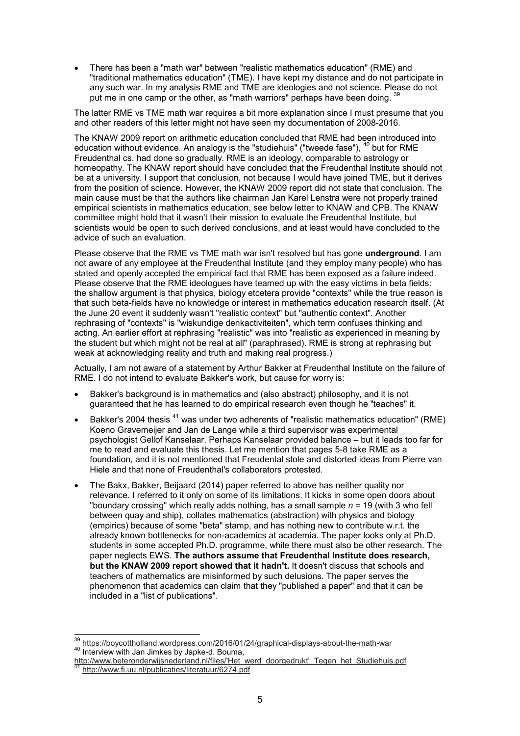- There has been a "math war" between "realistic mathematics education" (RME) and "traditional mathematics education" (TME). I have kept my distance and do not participate in any such war. In my analysis RME and TME are ideologies and not science. Please do not put me in one camp or the other, as "math warriors" perhaps have been doing. [39]

The latter RME vs TME math war requires a bit more explanation since I must presume that you and other readers of this letter might not have seen my documentation of 2008-2016.

The KNAW 2009 report on arithmetic education concluded that RME had been introduced into education without evidence. An analogy is the "studiehuis" ("tweede fase"), [40] but for RME Freudenthal cs. had done so gradually. RME is an ideology, comparable to astrology or homeopathy. The KNAW report should have concluded that the Freudenthal Institute should not be at a university. I support that conclusion, not because I would have joined TME, but it derives from the position of science. However, the KNAW 2009 report did not state that conclusion. The main cause must be that the authors like chairman Jan Karel Lenstra were not properly trained empirical scientists in mathematics education, see below letter to KNAW and CPB. The KNAW committee might hold that it wasn't their mission to evaluate the Freudenthal Institute, but scientists would be open to such derived conclusions, and at least would have concluded to the advice of such an evaluation.

Please observe that the RME vs TME math war isn't resolved but has gone **underground**. I am not aware of any employee at the Freudenthal Institute (and they employ many people) who has stated and openly accepted the empirical fact that RME has been exposed as a failure indeed. Please observe that the RME ideologues have teamed up with the easy victims in beta fields: the shallow argument is that physics, biology etcetera provide "contexts" while the true reason is that such beta-fields have no knowledge or interest in mathematics education research itself. (At the June 20 event it suddenly wasn't "realistic context" but "authentic context". Another rephrasing of "contexts" is "wiskundige denkactiviteiten", which term confuses thinking and acting. An earlier effort at rephrasing "realistic" was into "realistic as experienced in meaning by the student but which might not be real at all" (paraphrased). RME is strong at rephrasing but weak at acknowledging reality and truth and making real progress.)

Actually, I am not aware of a statement by Arthur Bakker at Freudenthal Institute on the failure of RME. I do not intend to evaluate Bakker's work, but cause for worry is:

- Bakker's background is in mathematics and (also abstract) philosophy, and it is not guaranteed that he has learned to do empirical research even though he "teaches" it.
- Bakker's 2004 thesis [41] was under two adherents of "realistic mathematics education" (RME) Koeno Gravemeijer and Jan de Lange while a third supervisor was experimental psychologist Gellof Kanselaar. Perhaps Kanselaar provided balance – but it leads too far for me to read and evaluate this thesis. Let me mention that pages 5-8 take RME as a foundation, and it is not mentioned that Freudental stole and distorted ideas from Pierre van Hiele and that none of Freudenthal's collaborators protested.
- The Bakx, Bakker, Beijaard (2014) paper referred to above has neither quality nor relevance. I referred to it only on some of its limitations. It kicks in some open doors about "boundary crossing" which really adds nothing, has a small sample $n = 19$ (with 3 who fell between quay and ship), collates mathematics (abstraction) with physics and biology (empirics) because of some "beta" stamp, and has nothing new to contribute w.r.t. the already known bottlenecks for non-academics at academia. The paper looks only at Ph.D. students in some accepted Ph.D. programme, while there must also be other research. The paper neglects EWS. **The authors assume that Freudenthal Institute does research, but the KNAW 2009 report showed that it hadn't.** It doesn't discuss that schools and teachers of mathematics are misinformed by such delusions. The paper serves the phenomenon that academics can claim that they "published a paper" and that it can be included in a "list of publications".

---

[39] https://boycottholland.wordpress.com/2016/01/24/graphical-displays-about-the-math-war

[40] Interview with Jan Jimkes by Japke-d. Bouma, http://www.beteronderwijsnederland.nl/files/'Het_werd_doorgedrukt'_Tegen_het_Studiehuis.pdf

[41] http://www.fi.uu.nl/publicaties/literatuur/6274.pdf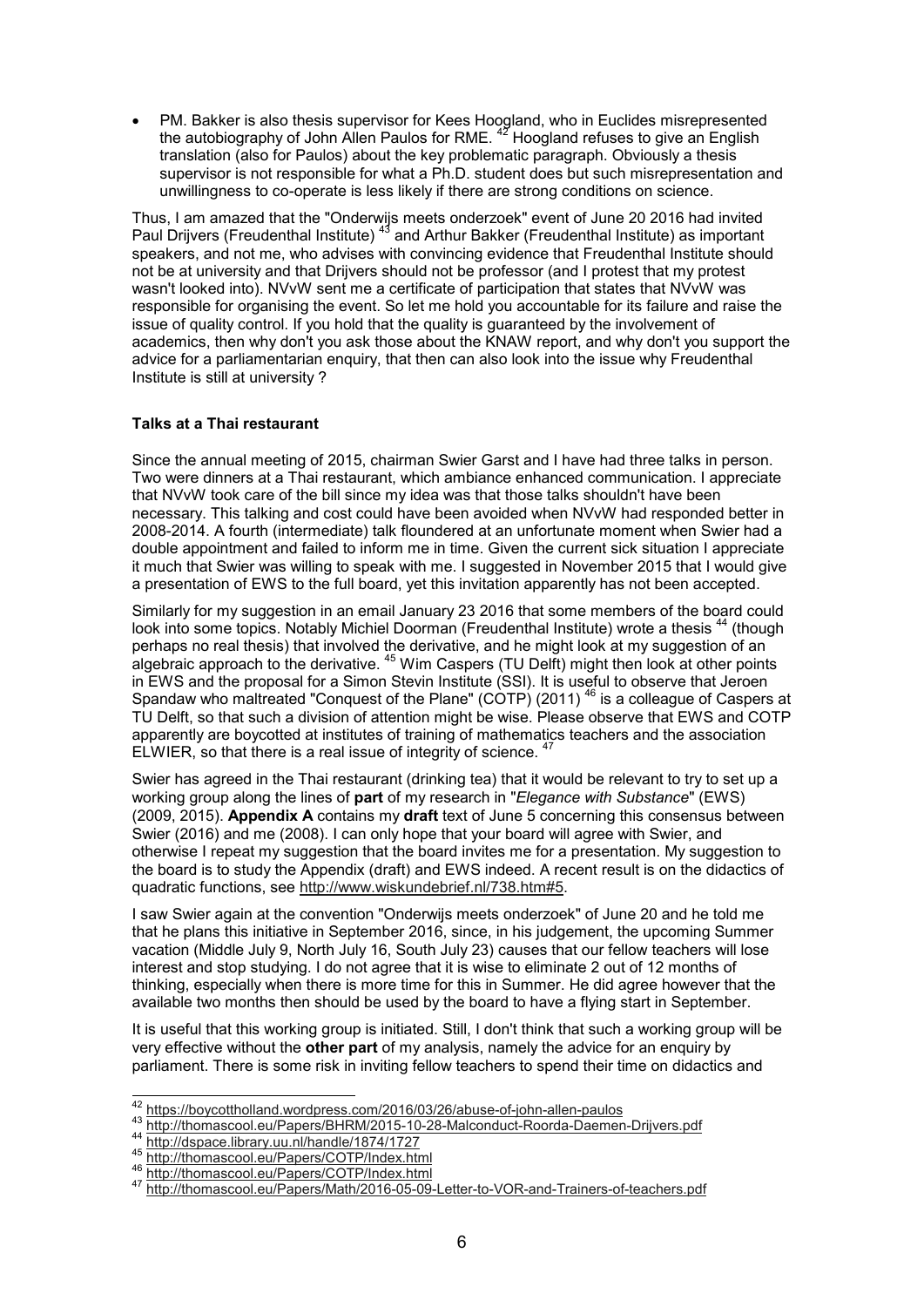- PM. Bakker is also thesis supervisor for Kees Hoogland, who in Euclides misrepresented the autobiography of John Allen Paulos for RME. [42] Hoogland refuses to give an English translation (also for Paulos) about the key problematic paragraph. Obviously a thesis supervisor is not responsible for what a Ph.D. student does but such misrepresentation and unwillingness to co-operate is less likely if there are strong conditions on science.

Thus, I am amazed that the "Onderwijs meets onderzoek" event of June 20 2016 had invited Paul Drijvers (Freudenthal Institute) [43] and Arthur Bakker (Freudenthal Institute) as important speakers, and not me, who advises with convincing evidence that Freudenthal Institute should not be at university and that Drijvers should not be professor (and I protest that my protest wasn't looked into). NVvW sent me a certificate of participation that states that NVvW was responsible for organising the event. So let me hold you accountable for its failure and raise the issue of quality control. If you hold that the quality is guaranteed by the involvement of academics, then why don't you ask those about the KNAW report, and why don't you support the advice for a parliamentarian enquiry, that then can also look into the issue why Freudenthal Institute is still at university ?

### Talks at a Thai restaurant

Since the annual meeting of 2015, chairman Swier Garst and I have had three talks in person. Two were dinners at a Thai restaurant, which ambiance enhanced communication. I appreciate that NVvW took care of the bill since my idea was that those talks shouldn't have been necessary. This talking and cost could have been avoided when NVvW had responded better in 2008-2014. A fourth (intermediate) talk floundered at an unfortunate moment when Swier had a double appointment and failed to inform me in time. Given the current sick situation I appreciate it much that Swier was willing to speak with me. I suggested in November 2015 that I would give a presentation of EWS to the full board, yet this invitation apparently has not been accepted.

Similarly for my suggestion in an email January 23 2016 that some members of the board could look into some topics. Notably Michiel Doorman (Freudenthal Institute) wrote a thesis [44] (though perhaps no real thesis) that involved the derivative, and he might look at my suggestion of an algebraic approach to the derivative. [45] Wim Caspers (TU Delft) might then look at other points in EWS and the proposal for a Simon Stevin Institute (SSI). It is useful to observe that Jeroen Spandaw who maltreated "Conquest of the Plane" (COTP) (2011) [46] is a colleague of Caspers at TU Delft, so that such a division of attention might be wise. Please observe that EWS and COTP apparently are boycotted at institutes of training of mathematics teachers and the association ELWIER, so that there is a real issue of integrity of science. [47]

Swier has agreed in the Thai restaurant (drinking tea) that it would be relevant to try to set up a working group along the lines of **part** of my research in "*Elegance with Substance*" (EWS) (2009, 2015). **Appendix A** contains my **draft** text of June 5 concerning this consensus between Swier (2016) and me (2008). I can only hope that your board will agree with Swier, and otherwise I repeat my suggestion that the board invites me for a presentation. My suggestion to the board is to study the Appendix (draft) and EWS indeed. A recent result is on the didactics of quadratic functions, see http://www.wiskundebrief.nl/738.htm#5.

I saw Swier again at the convention "Onderwijs meets onderzoek" of June 20 and he told me that he plans this initiative in September 2016, since, in his judgement, the upcoming Summer vacation (Middle July 9, North July 16, South July 23) causes that our fellow teachers will lose interest and stop studying. I do not agree that it is wise to eliminate 2 out of 12 months of thinking, especially when there is more time for this in Summer. He did agree however that the available two months then should be used by the board to have a flying start in September.

It is useful that this working group is initiated. Still, I don't think that such a working group will be very effective without the **other part** of my analysis, namely the advice for an enquiry by parliament. There is some risk in inviting fellow teachers to spend their time on didactics and

---

[42] https://boycottholland.wordpress.com/2016/03/26/abuse-of-john-allen-paulos
[43] http://thomascool.eu/Papers/BHRM/2015-10-28-Malconduct-Roorda-Daemen-Drijvers.pdf
[44] http://dspace.library.uu.nl/handle/1874/1727
[45] http://thomascool.eu/Papers/COTP/Index.html
[46] http://thomascool.eu/Papers/COTP/Index.html
[47] http://thomascool.eu/Papers/Math/2016-05-09-Letter-to-VOR-and-Trainers-of-teachers.pdf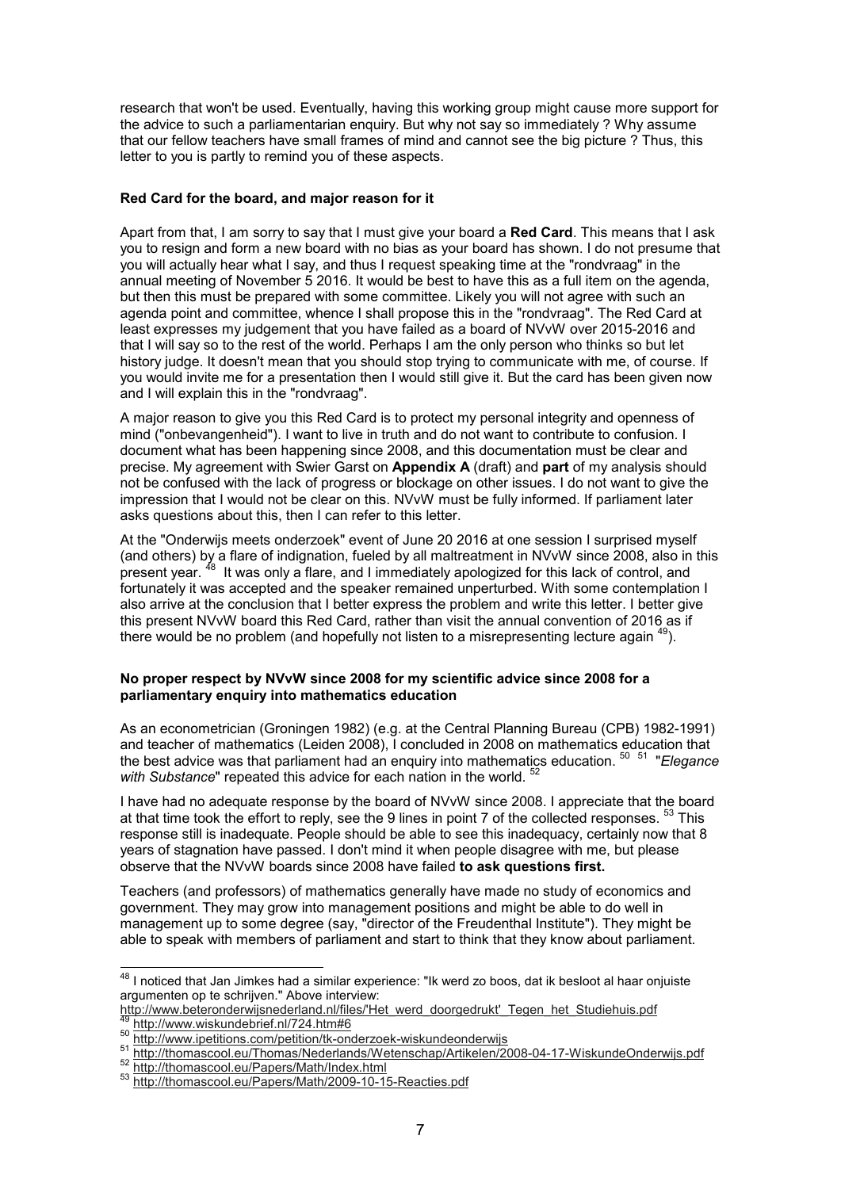research that won't be used. Eventually, having this working group might cause more support for the advice to such a parliamentarian enquiry. But why not say so immediately ? Why assume that our fellow teachers have small frames of mind and cannot see the big picture ? Thus, this letter to you is partly to remind you of these aspects.

**Red Card for the board, and major reason for it**

Apart from that, I am sorry to say that I must give your board a **Red Card**. This means that I ask you to resign and form a new board with no bias as your board has shown. I do not presume that you will actually hear what I say, and thus I request speaking time at the "rondvraag" in the annual meeting of November 5 2016. It would be best to have this as a full item on the agenda, but then this must be prepared with some committee. Likely you will not agree with such an agenda point and committee, whence I shall propose this in the "rondvraag". The Red Card at least expresses my judgement that you have failed as a board of NVvW over 2015-2016 and that I will say so to the rest of the world. Perhaps I am the only person who thinks so but let history judge. It doesn't mean that you should stop trying to communicate with me, of course. If you would invite me for a presentation then I would still give it. But the card has been given now and I will explain this in the "rondvraag".

A major reason to give you this Red Card is to protect my personal integrity and openness of mind ("onbevangenheid"). I want to live in truth and do not want to contribute to confusion. I document what has been happening since 2008, and this documentation must be clear and precise. My agreement with Swier Garst on **Appendix A** (draft) and **part** of my analysis should not be confused with the lack of progress or blockage on other issues. I do not want to give the impression that I would not be clear on this. NVvW must be fully informed. If parliament later asks questions about this, then I can refer to this letter.

At the "Onderwijs meets onderzoek" event of June 20 2016 at one session I surprised myself (and others) by a flare of indignation, fueled by all maltreatment in NVvW since 2008, also in this present year. [48] It was only a flare, and I immediately apologized for this lack of control, and fortunately it was accepted and the speaker remained unperturbed. With some contemplation I also arrive at the conclusion that I better express the problem and write this letter. I better give this present NVvW board this Red Card, rather than visit the annual convention of 2016 as if there would be no problem (and hopefully not listen to a misrepresenting lecture again [49]).

**No proper respect by NVvW since 2008 for my scientific advice since 2008 for a parliamentary enquiry into mathematics education**

As an econometrician (Groningen 1982) (e.g. at the Central Planning Bureau (CPB) 1982-1991) and teacher of mathematics (Leiden 2008), I concluded in 2008 on mathematics education that the best advice was that parliament had an enquiry into mathematics education. [50] [51] "*Elegance with Substance*" repeated this advice for each nation in the world. [52]

I have had no adequate response by the board of NVvW since 2008. I appreciate that the board at that time took the effort to reply, see the 9 lines in point 7 of the collected responses. [53] This response still is inadequate. People should be able to see this inadequacy, certainly now that 8 years of stagnation have passed. I don't mind it when people disagree with me, but please observe that the NVvW boards since 2008 have failed **to ask questions first.**

Teachers (and professors) of mathematics generally have made no study of economics and government. They may grow into management positions and might be able to do well in management up to some degree (say, "director of the Freudenthal Institute"). They might be able to speak with members of parliament and start to think that they know about parliament.

---

[48] I noticed that Jan Jimkes had a similar experience: "Ik werd zo boos, dat ik besloot al haar onjuiste argumenten op te schrijven." Above interview: http://www.beteronderwijsnederland.nl/files/'Het_werd_doorgedrukt'_Tegen_het_Studiehuis.pdf

[49] http://www.wiskundebrief.nl/724.htm#6

[50] http://www.ipetitions.com/petition/tk-onderzoek-wiskundeonderwijs

[51] http://thomascool.eu/Thomas/Nederlands/Wetenschap/Artikelen/2008-04-17-WiskundeOnderwijs.pdf

[52] http://thomascool.eu/Papers/Math/Index.html

[53] http://thomascool.eu/Papers/Math/2009-10-15-Reacties.pdf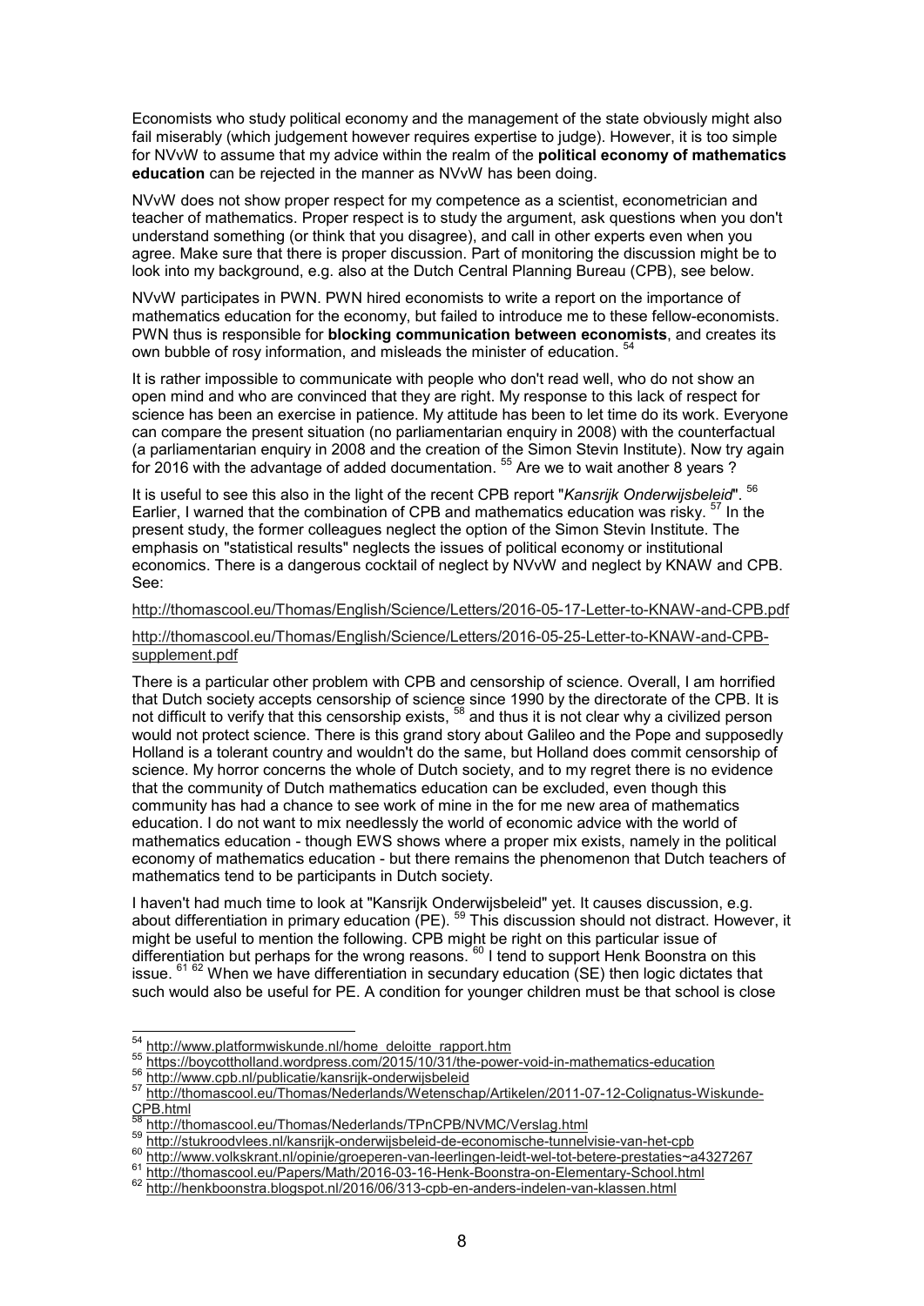Economists who study political economy and the management of the state obviously might also fail miserably (which judgement however requires expertise to judge). However, it is too simple for NVvW to assume that my advice within the realm of the **political economy of mathematics education** can be rejected in the manner as NVvW has been doing.

NVvW does not show proper respect for my competence as a scientist, econometrician and teacher of mathematics. Proper respect is to study the argument, ask questions when you don't understand something (or think that you disagree), and call in other experts even when you agree. Make sure that there is proper discussion. Part of monitoring the discussion might be to look into my background, e.g. also at the Dutch Central Planning Bureau (CPB), see below.

NVvW participates in PWN. PWN hired economists to write a report on the importance of mathematics education for the economy, but failed to introduce me to these fellow-economists. PWN thus is responsible for **blocking communication between economists**, and creates its own bubble of rosy information, and misleads the minister of education. [54]

It is rather impossible to communicate with people who don't read well, who do not show an open mind and who are convinced that they are right. My response to this lack of respect for science has been an exercise in patience. My attitude has been to let time do its work. Everyone can compare the present situation (no parliamentarian enquiry in 2008) with the counterfactual (a parliamentarian enquiry in 2008 and the creation of the Simon Stevin Institute). Now try again for 2016 with the advantage of added documentation. [55] Are we to wait another 8 years ?

It is useful to see this also in the light of the recent CPB report "*Kansrijk Onderwijsbeleid*". [56] Earlier, I warned that the combination of CPB and mathematics education was risky. [57] In the present study, the former colleagues neglect the option of the Simon Stevin Institute. The emphasis on "statistical results" neglects the issues of political economy or institutional economics. There is a dangerous cocktail of neglect by NVvW and neglect by KNAW and CPB. See:

http://thomascool.eu/Thomas/English/Science/Letters/2016-05-17-Letter-to-KNAW-and-CPB.pdf

http://thomascool.eu/Thomas/English/Science/Letters/2016-05-25-Letter-to-KNAW-and-CPB-supplement.pdf

There is a particular other problem with CPB and censorship of science. Overall, I am horrified that Dutch society accepts censorship of science since 1990 by the directorate of the CPB. It is not difficult to verify that this censorship exists, [58] and thus it is not clear why a civilized person would not protect science. There is this grand story about Galileo and the Pope and supposedly Holland is a tolerant country and wouldn't do the same, but Holland does commit censorship of science. My horror concerns the whole of Dutch society, and to my regret there is no evidence that the community of Dutch mathematics education can be excluded, even though this community has had a chance to see work of mine in the for me new area of mathematics education. I do not want to mix needlessly the world of economic advice with the world of mathematics education - though EWS shows where a proper mix exists, namely in the political economy of mathematics education - but there remains the phenomenon that Dutch teachers of mathematics tend to be participants in Dutch society.

I haven't had much time to look at "Kansrijk Onderwijsbeleid" yet. It causes discussion, e.g. about differentiation in primary education (PE). [59] This discussion should not distract. However, it might be useful to mention the following. CPB might be right on this particular issue of differentiation but perhaps for the wrong reasons. [60] I tend to support Henk Boonstra on this issue. [61] [62] When we have differentiation in secundary education (SE) then logic dictates that such would also be useful for PE. A condition for younger children must be that school is close

---

[54] http://www.platformwiskunde.nl/home_deloitte_rapport.htm

[55] https://boycottholland.wordpress.com/2015/10/31/the-power-void-in-mathematics-education

[56] http://www.cpb.nl/publicatie/kansrijk-onderwijsbeleid

[57] http://thomascool.eu/Thomas/Nederlands/Wetenschap/Artikelen/2011-07-12-Colignatus-Wiskunde-CPB.html

[58] http://thomascool.eu/Thomas/Nederlands/TPnCPB/NVMC/Verslag.html

[59] http://stukroodvlees.nl/kansrijk-onderwijsbeleid-de-economische-tunnelvisie-van-het-cpb

[60] http://www.volkskrant.nl/opinie/groeperen-van-leerlingen-leidt-wel-tot-betere-prestaties~a4327267

[61] http://thomascool.eu/Papers/Math/2016-03-16-Henk-Boonstra-on-Elementary-School.html

[62] http://henkboonstra.blogspot.nl/2016/06/313-cpb-en-anders-indelen-van-klassen.html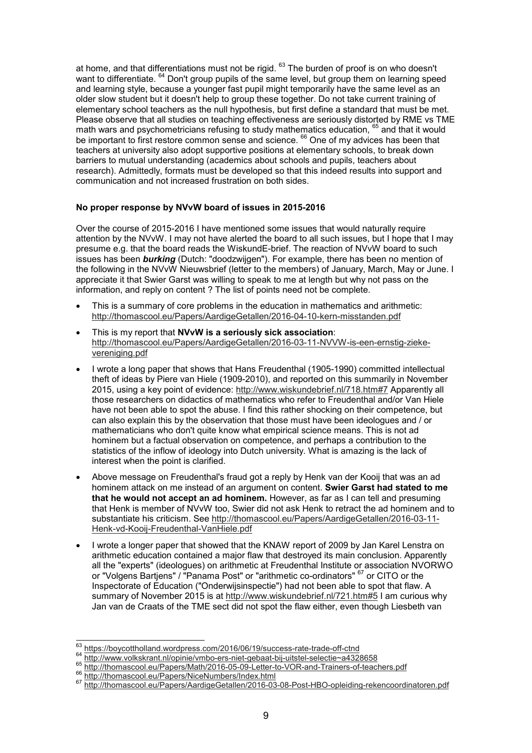at home, and that differentiations must not be rigid. [63] The burden of proof is on who doesn't want to differentiate. [64] Don't group pupils of the same level, but group them on learning speed and learning style, because a younger fast pupil might temporarily have the same level as an older slow student but it doesn't help to group these together. Do not take current training of elementary school teachers as the null hypothesis, but first define a standard that must be met. Please observe that all studies on teaching effectiveness are seriously distorted by RME vs TME math wars and psychometricians refusing to study mathematics education, [65] and that it would be important to first restore common sense and science. [66] One of my advices has been that teachers at university also adopt supportive positions at elementary schools, to break down barriers to mutual understanding (academics about schools and pupils, teachers about research). Admittedly, formats must be developed so that this indeed results into support and communication and not increased frustration on both sides.

**No proper response by NVvW board of issues in 2015-2016**

Over the course of 2015-2016 I have mentioned some issues that would naturally require attention by the NVvW. I may not have alerted the board to all such issues, but I hope that I may presume e.g. that the board reads the WiskundE-brief. The reaction of NVvW board to such issues has been ***burking*** (Dutch: "doodzwijgen"). For example, there has been no mention of the following in the NVvW Nieuwsbrief (letter to the members) of January, March, May or June. I appreciate it that Swier Garst was willing to speak to me at length but why not pass on the information, and reply on content ? The list of points need not be complete.

- This is a summary of core problems in the education in mathematics and arithmetic: http://thomascool.eu/Papers/AardigeGetallen/2016-04-10-kern-misstanden.pdf
- This is my report that **NVvW is a seriously sick association**: http://thomascool.eu/Papers/AardigeGetallen/2016-03-11-NVVW-is-een-ernstig-zieke-vereniging.pdf
- I wrote a long paper that shows that Hans Freudenthal (1905-1990) committed intellectual theft of ideas by Piere van Hiele (1909-2010), and reported on this summarily in November 2015, using a key point of evidence: http://www.wiskundebrief.nl/718.htm#7 Apparently all those researchers on didactics of mathematics who refer to Freudenthal and/or Van Hiele have not been able to spot the abuse. I find this rather shocking on their competence, but can also explain this by the observation that those must have been ideologues and / or mathematicians who don't quite know what empirical science means. This is not ad hominem but a factual observation on competence, and perhaps a contribution to the statistics of the inflow of ideology into Dutch university. What is amazing is the lack of interest when the point is clarified.
- Above message on Freudenthal's fraud got a reply by Henk van der Kooij that was an ad hominem attack on me instead of an argument on content. **Swier Garst had stated to me that he would not accept an ad hominem.** However, as far as I can tell and presuming that Henk is member of NVvW too, Swier did not ask Henk to retract the ad hominem and to substantiate his criticism. See http://thomascool.eu/Papers/AardigeGetallen/2016-03-11-Henk-vd-Kooij-Freudenthal-VanHiele.pdf
- I wrote a longer paper that showed that the KNAW report of 2009 by Jan Karel Lenstra on arithmetic education contained a major flaw that destroyed its main conclusion. Apparently all the "experts" (ideologues) on arithmetic at Freudenthal Institute or association NVORWO or "Volgens Bartjens" / "Panama Post" or "arithmetic co-ordinators" [67] or CITO or the Inspectorate of Education ("Onderwijsinspectie") had not been able to spot that flaw. A summary of November 2015 is at http://www.wiskundebrief.nl/721.htm#5 I am curious why Jan van de Craats of the TME sect did not spot the flaw either, even though Liesbeth van

[63] https://boycottholland.wordpress.com/2016/06/19/success-rate-trade-off-ctnd
[64] http://www.volkskrant.nl/opinie/vmbo-ers-niet-gebaat-bij-uitstel-selectie~a4328658
[65] http://thomascool.eu/Papers/Math/2016-05-09-Letter-to-VOR-and-Trainers-of-teachers.pdf
[66] http://thomascool.eu/Papers/NiceNumbers/Index.html
[67] http://thomascool.eu/Papers/AardigeGetallen/2016-03-08-Post-HBO-opleiding-rekencoordinatoren.pdf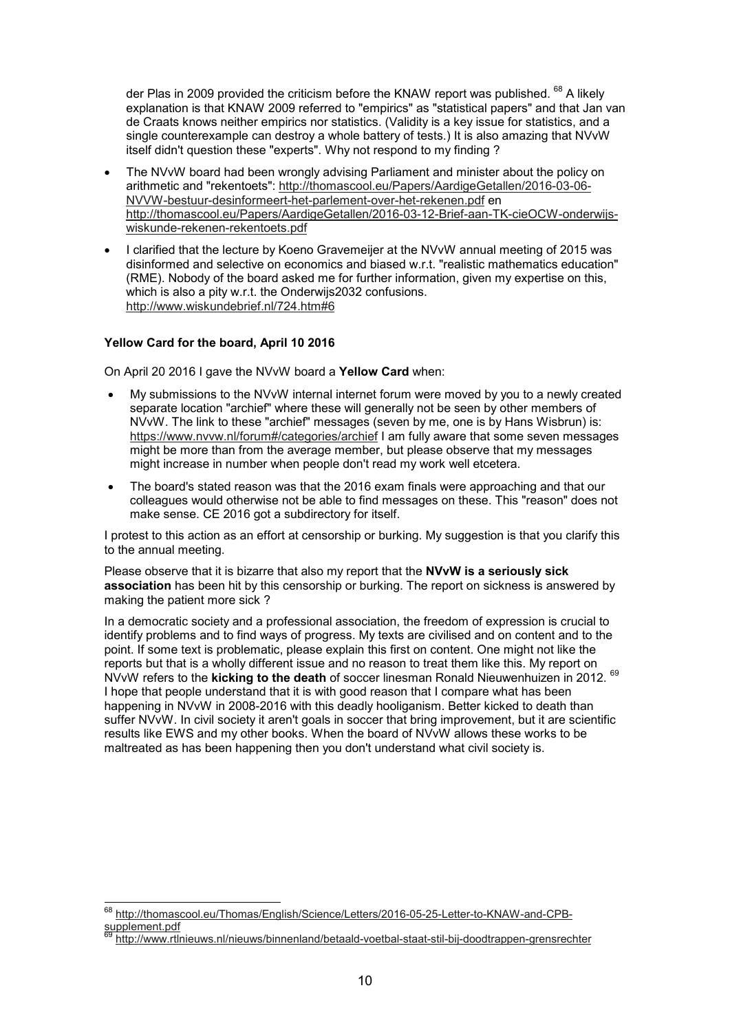der Plas in 2009 provided the criticism before the KNAW report was published. [68] A likely explanation is that KNAW 2009 referred to "empirics" as "statistical papers" and that Jan van de Craats knows neither empirics nor statistics. (Validity is a key issue for statistics, and a single counterexample can destroy a whole battery of tests.) It is also amazing that NVvW itself didn't question these "experts". Why not respond to my finding ?

- The NVvW board had been wrongly advising Parliament and minister about the policy on arithmetic and "rekentoets": http://thomascool.eu/Papers/AardigeGetallen/2016-03-06-NVVW-bestuur-desinformeert-het-parlement-over-het-rekenen.pdf en http://thomascool.eu/Papers/AardigeGetallen/2016-03-12-Brief-aan-TK-cieOCW-onderwijs-wiskunde-rekenen-rekentoets.pdf
- I clarified that the lecture by Koeno Gravemeijer at the NVvW annual meeting of 2015 was disinformed and selective on economics and biased w.r.t. "realistic mathematics education" (RME). Nobody of the board asked me for further information, given my expertise on this, which is also a pity w.r.t. the Onderwijs2032 confusions. http://www.wiskundebrief.nl/724.htm#6

**Yellow Card for the board, April 10 2016**

On April 20 2016 I gave the NVvW board a **Yellow Card** when:

- My submissions to the NVvW internal internet forum were moved by you to a newly created separate location "archief" where these will generally not be seen by other members of NVvW. The link to these "archief" messages (seven by me, one is by Hans Wisbrun) is: https://www.nvvw.nl/forum#/categories/archief I am fully aware that some seven messages might be more than from the average member, but please observe that my messages might increase in number when people don't read my work well etcetera.
- The board's stated reason was that the 2016 exam finals were approaching and that our colleagues would otherwise not be able to find messages on these. This "reason" does not make sense. CE 2016 got a subdirectory for itself.

I protest to this action as an effort at censorship or burking. My suggestion is that you clarify this to the annual meeting.

Please observe that it is bizarre that also my report that the **NVvW is a seriously sick association** has been hit by this censorship or burking. The report on sickness is answered by making the patient more sick ?

In a democratic society and a professional association, the freedom of expression is crucial to identify problems and to find ways of progress. My texts are civilised and on content and to the point. If some text is problematic, please explain this first on content. One might not like the reports but that is a wholly different issue and no reason to treat them like this. My report on NVvW refers to the **kicking to the death** of soccer linesman Ronald Nieuwenhuizen in 2012. [69] I hope that people understand that it is with good reason that I compare what has been happening in NVvW in 2008-2016 with this deadly hooliganism. Better kicked to death than suffer NVvW. In civil society it aren't goals in soccer that bring improvement, but it are scientific results like EWS and my other books. When the board of NVvW allows these works to be maltreated as has been happening then you don't understand what civil society is.

---

[68] http://thomascool.eu/Thomas/English/Science/Letters/2016-05-25-Letter-to-KNAW-and-CPB-supplement.pdf

[69] http://www.rtlnieuws.nl/nieuws/binnenland/betaald-voetbal-staat-stil-bij-doodtrappen-grensrechter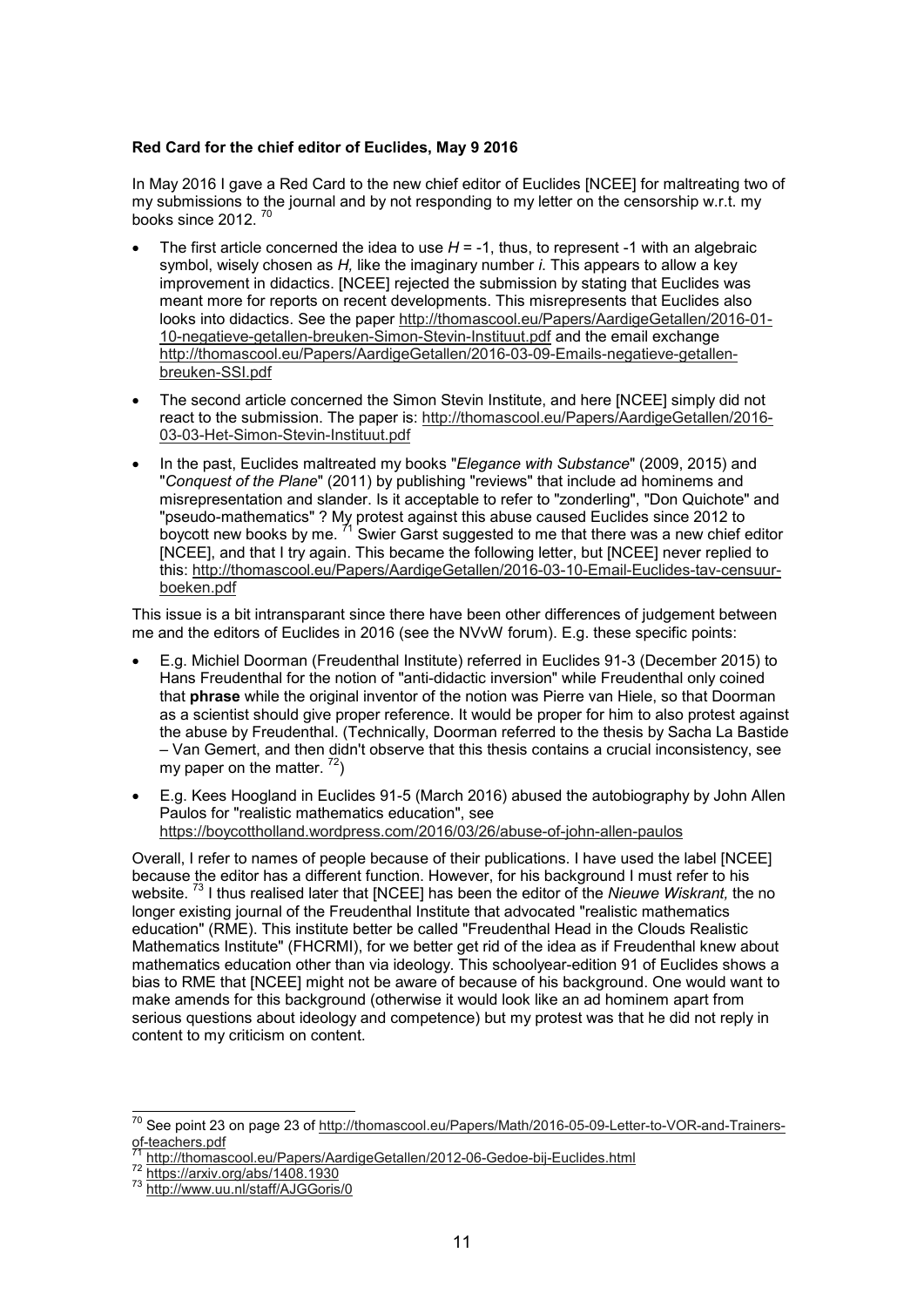**Red Card for the chief editor of Euclides, May 9 2016**

In May 2016 I gave a Red Card to the new chief editor of Euclides [NCEE] for maltreating two of my submissions to the journal and by not responding to my letter on the censorship w.r.t. my books since 2012. [70]

- The first article concerned the idea to use $H = -1$, thus, to represent -1 with an algebraic symbol, wisely chosen as *H,* like the imaginary number *i*. This appears to allow a key improvement in didactics. [NCEE] rejected the submission by stating that Euclides was meant more for reports on recent developments. This misrepresents that Euclides also looks into didactics. See the paper http://thomascool.eu/Papers/AardigeGetallen/2016-01-10-negatieve-getallen-breuken-Simon-Stevin-Instituut.pdf and the email exchange http://thomascool.eu/Papers/AardigeGetallen/2016-03-09-Emails-negatieve-getallen-breuken-SSI.pdf
- The second article concerned the Simon Stevin Institute, and here [NCEE] simply did not react to the submission. The paper is: http://thomascool.eu/Papers/AardigeGetallen/2016-03-03-Het-Simon-Stevin-Instituut.pdf
- In the past, Euclides maltreated my books "*Elegance with Substance*" (2009, 2015) and "*Conquest of the Plane*" (2011) by publishing "reviews" that include ad hominems and misrepresentation and slander. Is it acceptable to refer to "zonderling", "Don Quichote" and "pseudo-mathematics" ? My protest against this abuse caused Euclides since 2012 to boycott new books by me. [71] Swier Garst suggested to me that there was a new chief editor [NCEE], and that I try again. This became the following letter, but [NCEE] never replied to this: http://thomascool.eu/Papers/AardigeGetallen/2016-03-10-Email-Euclides-tav-censuur-boeken.pdf

This issue is a bit intransparant since there have been other differences of judgement between me and the editors of Euclides in 2016 (see the NVvW forum). E.g. these specific points:

- E.g. Michiel Doorman (Freudenthal Institute) referred in Euclides 91-3 (December 2015) to Hans Freudenthal for the notion of "anti-didactic inversion" while Freudenthal only coined that **phrase** while the original inventor of the notion was Pierre van Hiele, so that Doorman as a scientist should give proper reference. It would be proper for him to also protest against the abuse by Freudenthal. (Technically, Doorman referred to the thesis by Sacha La Bastide – Van Gemert, and then didn't observe that this thesis contains a crucial inconsistency, see my paper on the matter. [72])
- E.g. Kees Hoogland in Euclides 91-5 (March 2016) abused the autobiography by John Allen Paulos for "realistic mathematics education", see https://boycottholland.wordpress.com/2016/03/26/abuse-of-john-allen-paulos

Overall, I refer to names of people because of their publications. I have used the label [NCEE] because the editor has a different function. However, for his background I must refer to his website. [73] I thus realised later that [NCEE] has been the editor of the *Nieuwe Wiskrant,* the no longer existing journal of the Freudenthal Institute that advocated "realistic mathematics education" (RME). This institute better be called "Freudenthal Head in the Clouds Realistic Mathematics Institute" (FHCRMI), for we better get rid of the idea as if Freudenthal knew about mathematics education other than via ideology. This schoolyear-edition 91 of Euclides shows a bias to RME that [NCEE] might not be aware of because of his background. One would want to make amends for this background (otherwise it would look like an ad hominem apart from serious questions about ideology and competence) but my protest was that he did not reply in content to my criticism on content.

---

[70] See point 23 on page 23 of http://thomascool.eu/Papers/Math/2016-05-09-Letter-to-VOR-and-Trainers-of-teachers.pdf

[71] http://thomascool.eu/Papers/AardigeGetallen/2012-06-Gedoe-bij-Euclides.html

[72] https://arxiv.org/abs/1408.1930

[73] http://www.uu.nl/staff/AJGGoris/0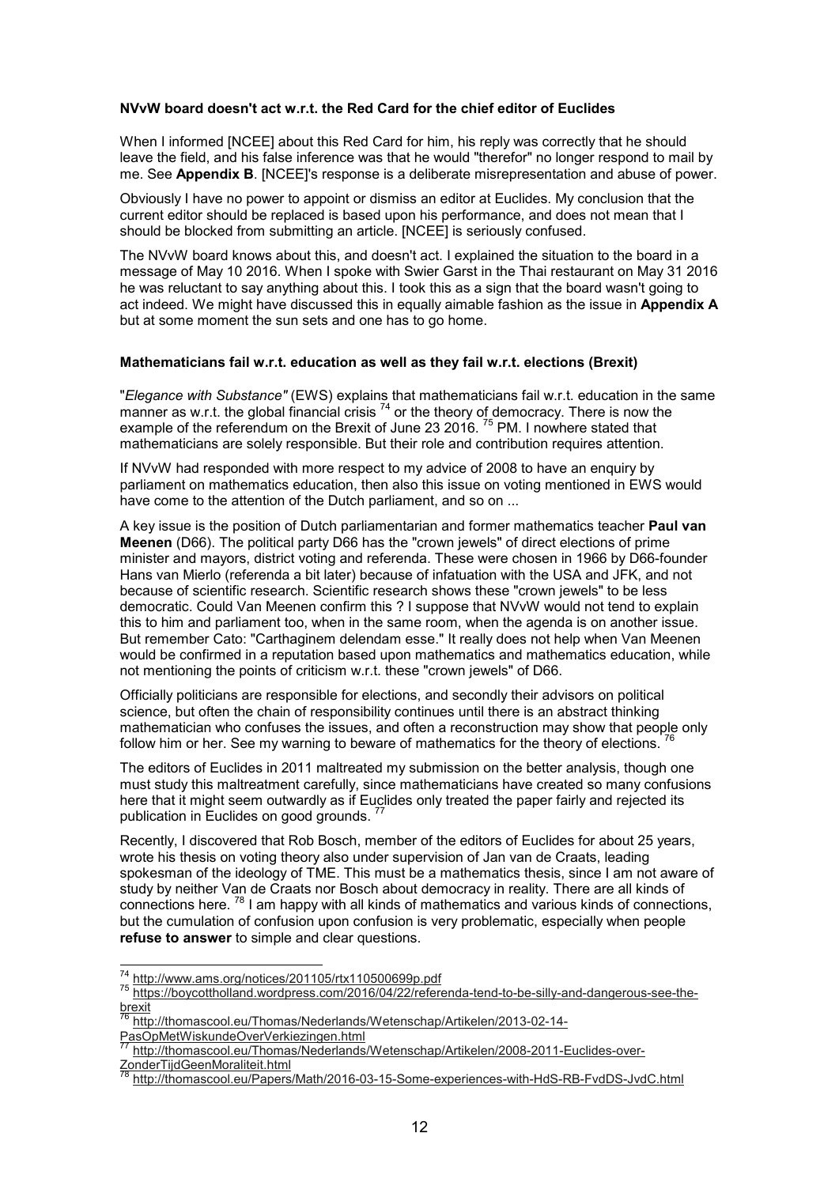**NVvW board doesn't act w.r.t. the Red Card for the chief editor of Euclides**

When I informed [NCEE] about this Red Card for him, his reply was correctly that he should leave the field, and his false inference was that he would "therefor" no longer respond to mail by me. See **Appendix B**. [NCEE]'s response is a deliberate misrepresentation and abuse of power.

Obviously I have no power to appoint or dismiss an editor at Euclides. My conclusion that the current editor should be replaced is based upon his performance, and does not mean that I should be blocked from submitting an article. [NCEE] is seriously confused.

The NVvW board knows about this, and doesn't act. I explained the situation to the board in a message of May 10 2016. When I spoke with Swier Garst in the Thai restaurant on May 31 2016 he was reluctant to say anything about this. I took this as a sign that the board wasn't going to act indeed. We might have discussed this in equally aimable fashion as the issue in **Appendix A** but at some moment the sun sets and one has to go home.

**Mathematicians fail w.r.t. education as well as they fail w.r.t. elections (Brexit)**

"*Elegance with Substance"* (EWS) explains that mathematicians fail w.r.t. education in the same manner as w.r.t. the global financial crisis [74] or the theory of democracy. There is now the example of the referendum on the Brexit of June 23 2016. [75] PM. I nowhere stated that mathematicians are solely responsible. But their role and contribution requires attention.

If NVvW had responded with more respect to my advice of 2008 to have an enquiry by parliament on mathematics education, then also this issue on voting mentioned in EWS would have come to the attention of the Dutch parliament, and so on ...

A key issue is the position of Dutch parliamentarian and former mathematics teacher **Paul van Meenen** (D66). The political party D66 has the "crown jewels" of direct elections of prime minister and mayors, district voting and referenda. These were chosen in 1966 by D66-founder Hans van Mierlo (referenda a bit later) because of infatuation with the USA and JFK, and not because of scientific research. Scientific research shows these "crown jewels" to be less democratic. Could Van Meenen confirm this ? I suppose that NVvW would not tend to explain this to him and parliament too, when in the same room, when the agenda is on another issue. But remember Cato: "Carthaginem delendam esse." It really does not help when Van Meenen would be confirmed in a reputation based upon mathematics and mathematics education, while not mentioning the points of criticism w.r.t. these "crown jewels" of D66.

Officially politicians are responsible for elections, and secondly their advisors on political science, but often the chain of responsibility continues until there is an abstract thinking mathematician who confuses the issues, and often a reconstruction may show that people only follow him or her. See my warning to beware of mathematics for the theory of elections. [76]

The editors of Euclides in 2011 maltreated my submission on the better analysis, though one must study this maltreatment carefully, since mathematicians have created so many confusions here that it might seem outwardly as if Euclides only treated the paper fairly and rejected its publication in Euclides on good grounds. [77]

Recently, I discovered that Rob Bosch, member of the editors of Euclides for about 25 years, wrote his thesis on voting theory also under supervision of Jan van de Craats, leading spokesman of the ideology of TME. This must be a mathematics thesis, since I am not aware of study by neither Van de Craats nor Bosch about democracy in reality. There are all kinds of connections here. [78] I am happy with all kinds of mathematics and various kinds of connections, but the cumulation of confusion upon confusion is very problematic, especially when people **refuse to answer** to simple and clear questions.

---

[74] http://www.ams.org/notices/201105/rtx110500699p.pdf

[75] https://boycottholland.wordpress.com/2016/04/22/referenda-tend-to-be-silly-and-dangerous-see-the-brexit

[76] http://thomascool.eu/Thomas/Nederlands/Wetenschap/Artikelen/2013-02-14-PasOpMetWiskundeOverVerkiezingen.html

[77] http://thomascool.eu/Thomas/Nederlands/Wetenschap/Artikelen/2008-2011-Euclides-over-ZonderTijdGeenMoraliteit.html

[78] http://thomascool.eu/Papers/Math/2016-03-15-Some-experiences-with-HdS-RB-FvdS-JvdC.html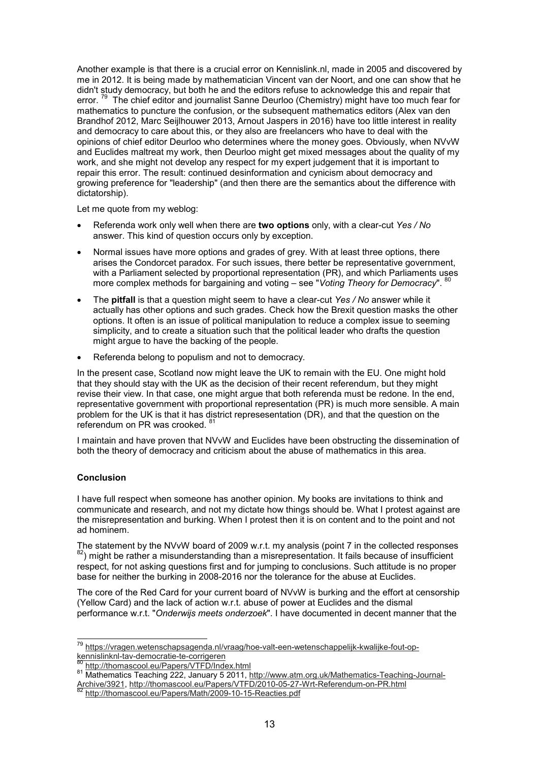Another example is that there is a crucial error on Kennislink.nl, made in 2005 and discovered by me in 2012. It is being made by mathematician Vincent van der Noort, and one can show that he didn't study democracy, but both he and the editors refuse to acknowledge this and repair that error. [79] The chief editor and journalist Sanne Deurloo (Chemistry) might have too much fear for mathematics to puncture the confusion, or the subsequent mathematics editors (Alex van den Brandhof 2012, Marc Seijlhouwer 2013, Arnout Jaspers in 2016) have too little interest in reality and democracy to care about this, or they also are freelancers who have to deal with the opinions of chief editor Deurloo who determines where the money goes. Obviously, when NVvW and Euclides maltreat my work, then Deurloo might get mixed messages about the quality of my work, and she might not develop any respect for my expert judgement that it is important to repair this error. The result: continued desinformation and cynicism about democracy and growing preference for "leadership" (and then there are the semantics about the difference with dictatorship).

Let me quote from my weblog:

- Referenda work only well when there are **two options** only, with a clear-cut *Yes / No* answer. This kind of question occurs only by exception.
- Normal issues have more options and grades of grey. With at least three options, there arises the Condorcet paradox. For such issues, there better be representative government, with a Parliament selected by proportional representation (PR), and which Parliaments uses more complex methods for bargaining and voting – see "*Voting Theory for Democracy*". [80]
- The **pitfall** is that a question might seem to have a clear-cut *Yes / No* answer while it actually has other options and such grades. Check how the Brexit question masks the other options. It often is an issue of political manipulation to reduce a complex issue to seeming simplicity, and to create a situation such that the political leader who drafts the question might argue to have the backing of the people.
- Referenda belong to populism and not to democracy.

In the present case, Scotland now might leave the UK to remain with the EU. One might hold that they should stay with the UK as the decision of their recent referendum, but they might revise their view. In that case, one might argue that both referenda must be redone. In the end, representative government with proportional representation (PR) is much more sensible. A main problem for the UK is that it has district represesentation (DR), and that the question on the referendum on PR was crooked. [81]

I maintain and have proven that NVvW and Euclides have been obstructing the dissemination of both the theory of democracy and criticism about the abuse of mathematics in this area.

### Conclusion

I have full respect when someone has another opinion. My books are invitations to think and communicate and research, and not my dictate how things should be. What I protest against are the misrepresentation and burking. When I protest then it is on content and to the point and not ad hominem.

The statement by the NVvW board of 2009 w.r.t. my analysis (point 7 in the collected responses [82]) might be rather a misunderstanding than a misrepresentation. It fails because of insufficient respect, for not asking questions first and for jumping to conclusions. Such attitude is no proper base for neither the burking in 2008-2016 nor the tolerance for the abuse at Euclides.

The core of the Red Card for your current board of NVvW is burking and the effort at censorship (Yellow Card) and the lack of action w.r.t. abuse of power at Euclides and the dismal performance w.r.t. "*Onderwijs meets onderzoek*". I have documented in decent manner that the

---

[79] https://vragen.wetenschapsagenda.nl/vraag/hoe-valt-een-wetenschappelijk-kwalijke-fout-op-kennislinknl-tav-democratie-te-corrigeren

[80] http://thomascool.eu/Papers/VTFD/Index.html

[81] Mathematics Teaching 222, January 5 2011, http://www.atm.org.uk/Mathematics-Teaching-Journal-Archive/3921, http://thomascool.eu/Papers/VTFD/2010-05-27-Wrt-Referendum-on-PR.html

[82] http://thomascool.eu/Papers/Math/2009-10-15-Reacties.pdf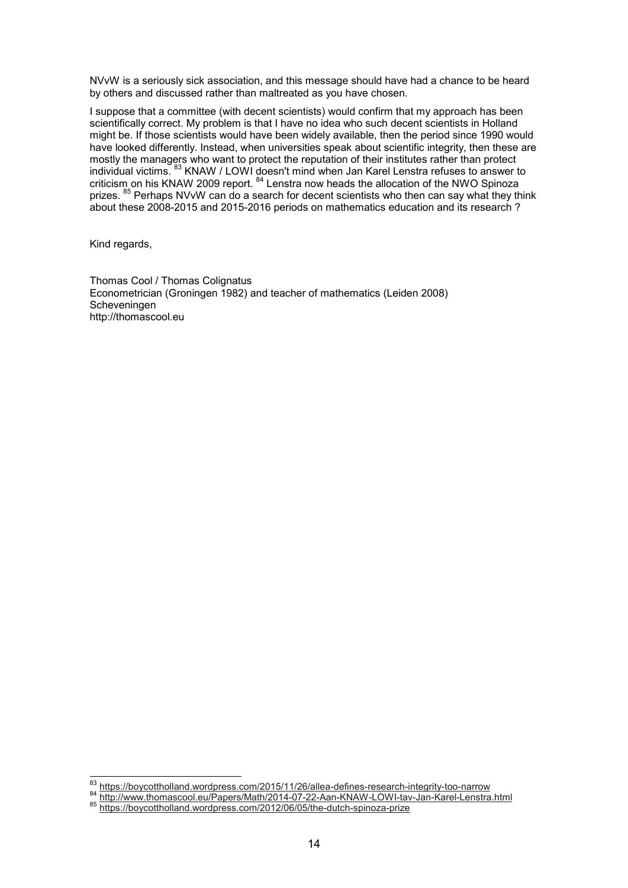NVvW is a seriously sick association, and this message should have had a chance to be heard by others and discussed rather than maltreated as you have chosen.

I suppose that a committee (with decent scientists) would confirm that my approach has been scientifically correct. My problem is that I have no idea who such decent scientists in Holland might be. If those scientists would have been widely available, then the period since 1990 would have looked differently. Instead, when universities speak about scientific integrity, then these are mostly the managers who want to protect the reputation of their institutes rather than protect individual victims. [83] KNAW / LOWI doesn't mind when Jan Karel Lenstra refuses to answer to criticism on his KNAW 2009 report. [84] Lenstra now heads the allocation of the NWO Spinoza prizes. [85] Perhaps NVvW can do a search for decent scientists who then can say what they think about these 2008-2015 and 2015-2016 periods on mathematics education and its research ?

Kind regards,

Thomas Cool / Thomas Colignatus
Econometrician (Groningen 1982) and teacher of mathematics (Leiden 2008)
Scheveningen
http://thomascool.eu

---

[83] https://boycottholland.wordpress.com/2015/11/26/allea-defines-research-integrity-too-narrow

[84] http://www.thomascool.eu/Papers/Math/2014-07-22-Aan-KNAW-LOWI-tav-Jan-Karel-Lenstra.html

[85] https://boycottholland.wordpress.com/2012/06/05/the-dutch-spinoza-prize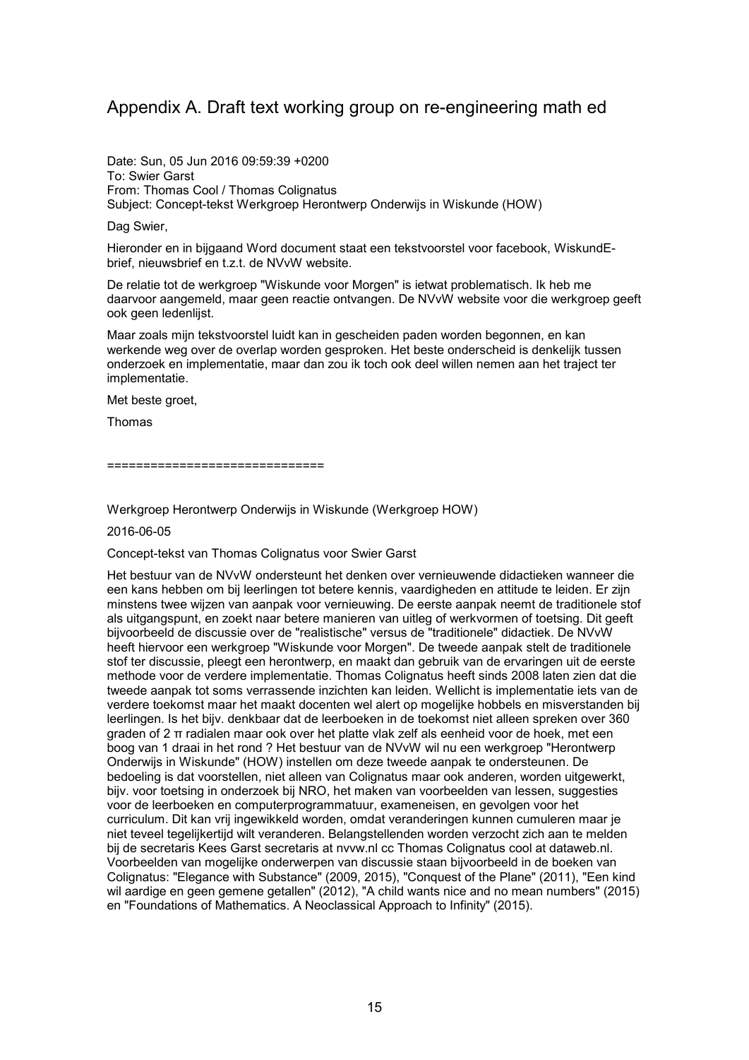## Appendix A. Draft text working group on re-engineering math ed

Date: Sun, 05 Jun 2016 09:59:39 +0200
To: Swier Garst
From: Thomas Cool / Thomas Colignatus
Subject: Concept-tekst Werkgroep Herontwerp Onderwijs in Wiskunde (HOW)

Dag Swier,

Hieronder en in bijgaand Word document staat een tekstvoorstel voor facebook, WiskundE-brief, nieuwsbrief en t.z.t. de NVvW website.

De relatie tot de werkgroep "Wiskunde voor Morgen" is ietwat problematisch. Ik heb me daarvoor aangemeld, maar geen reactie ontvangen. De NVvW website voor die werkgroep geeft ook geen ledenlijst.

Maar zoals mijn tekstvoorstel luidt kan in gescheiden paden worden begonnen, en kan werkende weg over de overlap worden gesproken. Het beste onderscheid is denkelijk tussen onderzoek en implementatie, maar dan zou ik toch ook deel willen nemen aan het traject ter implementatie.

Met beste groet,

Thomas

=============================

Werkgroep Herontwerp Onderwijs in Wiskunde (Werkgroep HOW)

2016-06-05

Concept-tekst van Thomas Colignatus voor Swier Garst

Het bestuur van de NVvW ondersteunt het denken over vernieuwende didactieken wanneer die een kans hebben om bij leerlingen tot betere kennis, vaardigheden en attitude te leiden. Er zijn minstens twee wijzen van aanpak voor vernieuwing. De eerste aanpak neemt de traditionele stof als uitgangspunt, en zoekt naar betere manieren van uitleg of werkvormen of toetsing. Dit geeft bijvoorbeeld de discussie over de "realistische" versus de "traditionele" didactiek. De NVvW heeft hiervoor een werkgroep "Wiskunde voor Morgen". De tweede aanpak stelt de traditionele stof ter discussie, pleegt een herontwerp, en maakt dan gebruik van de ervaringen uit de eerste methode voor de verdere implementatie. Thomas Colignatus heeft sinds 2008 laten zien dat die tweede aanpak tot soms verrassende inzichten kan leiden. Wellicht is implementatie iets van de verdere toekomst maar het maakt docenten wel alert op mogelijke hobbels en misverstanden bij leerlingen. Is het bijv. denkbaar dat de leerboeken in de toekomst niet alleen spreken over 360 graden of 2 π radialen maar ook over het platte vlak zelf als eenheid voor de hoek, met een boog van 1 draai in het rond ? Het bestuur van de NVvW wil nu een werkgroep "Herontwerp Onderwijs in Wiskunde" (HOW) instellen om deze tweede aanpak te ondersteunen. De bedoeling is dat voorstellen, niet alleen van Colignatus maar ook anderen, worden uitgewerkt, bijv. voor toetsing in onderzoek bij NRO, het maken van voorbeelden van lessen, suggesties voor de leerboeken en computerprogrammatuur, exameneisen, en gevolgen voor het curriculum. Dit kan vrij ingewikkeld worden, omdat veranderingen kunnen cumuleren maar je niet teveel tegelijkertijd wilt veranderen. Belangstellenden worden verzocht zich aan te melden bij de secretaris Kees Garst secretaris at nvvw.nl cc Thomas Colignatus cool at dataweb.nl. Voorbeelden van mogelijke onderwerpen van discussie staan bijvoorbeeld in de boeken van Colignatus: "Elegance with Substance" (2009, 2015), "Conquest of the Plane" (2011), "Een kind wil aardige en geen gemene getallen" (2012), "A child wants nice and no mean numbers" (2015) en "Foundations of Mathematics. A Neoclassical Approach to Infinity" (2015).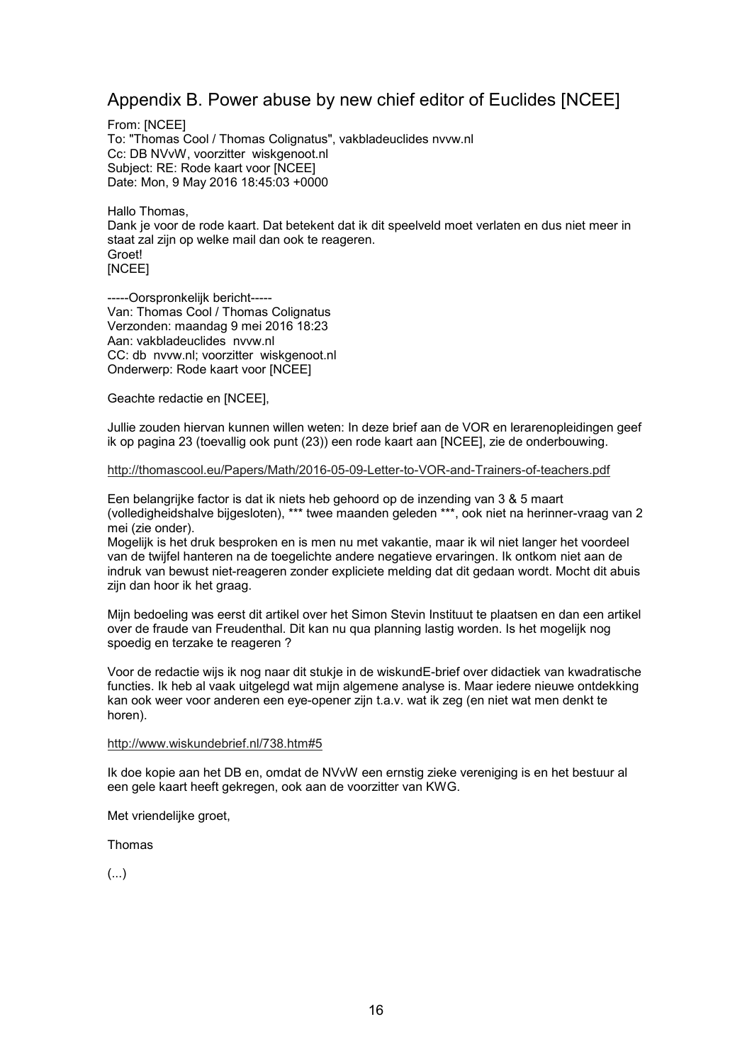## Appendix B. Power abuse by new chief editor of Euclides [NCEE]

From: [NCEE]
To: "Thomas Cool / Thomas Colignatus", vakbladeuclides nvvw.nl
Cc: DB NVvW, voorzitter wiskgenoot.nl
Subject: RE: Rode kaart voor [NCEE]
Date: Mon, 9 May 2016 18:45:03 +0000

Hallo Thomas,
Dank je voor de rode kaart. Dat betekent dat ik dit speelveld moet verlaten en dus niet meer in staat zal zijn op welke mail dan ook te reageren.
Groet!
[NCEE]

-----Oorspronkelijk bericht-----
Van: Thomas Cool / Thomas Colignatus
Verzonden: maandag 9 mei 2016 18:23
Aan: vakbladeuclides nvvw.nl
CC: db nvvw.nl; voorzitter wiskgenoot.nl
Onderwerp: Rode kaart voor [NCEE]

Geachte redactie en [NCEE],

Jullie zouden hiervan kunnen willen weten: In deze brief aan de VOR en lerarenopleidingen geef ik op pagina 23 (toevallig ook punt (23)) een rode kaart aan [NCEE], zie de onderbouwing.

http://thomascool.eu/Papers/Math/2016-05-09-Letter-to-VOR-and-Trainers-of-teachers.pdf

Een belangrijke factor is dat ik niets heb gehoord op de inzending van 3 & 5 maart (volledigheidshalve bijgesloten), *** twee maanden geleden ***, ook niet na herinner-vraag van 2 mei (zie onder).
Mogelijk is het druk besproken en is men nu met vakantie, maar ik wil niet langer het voordeel van de twijfel hanteren na de toegelichte andere negatieve ervaringen. Ik ontkom niet aan de indruk van bewust niet-reageren zonder expliciete melding dat dit gedaan wordt. Mocht dit abuis zijn dan hoor ik het graag.

Mijn bedoeling was eerst dit artikel over het Simon Stevin Instituut te plaatsen en dan een artikel over de fraude van Freudenthal. Dit kan nu qua planning lastig worden. Is het mogelijk nog spoedig en terzake te reageren ?

Voor de redactie wijs ik nog naar dit stukje in de wiskundE-brief over didactiek van kwadratische functies. Ik heb al vaak uitgelegd wat mijn algemene analyse is. Maar iedere nieuwe ontdekking kan ook weer voor anderen een eye-opener zijn t.a.v. wat ik zeg (en niet wat men denkt te horen).

http://www.wiskundebrief.nl/738.htm#5

Ik doe kopie aan het DB en, omdat de NVvW een ernstig zieke vereniging is en het bestuur al een gele kaart heeft gekregen, ook aan de voorzitter van KWG.

Met vriendelijke groet,

Thomas

(...)